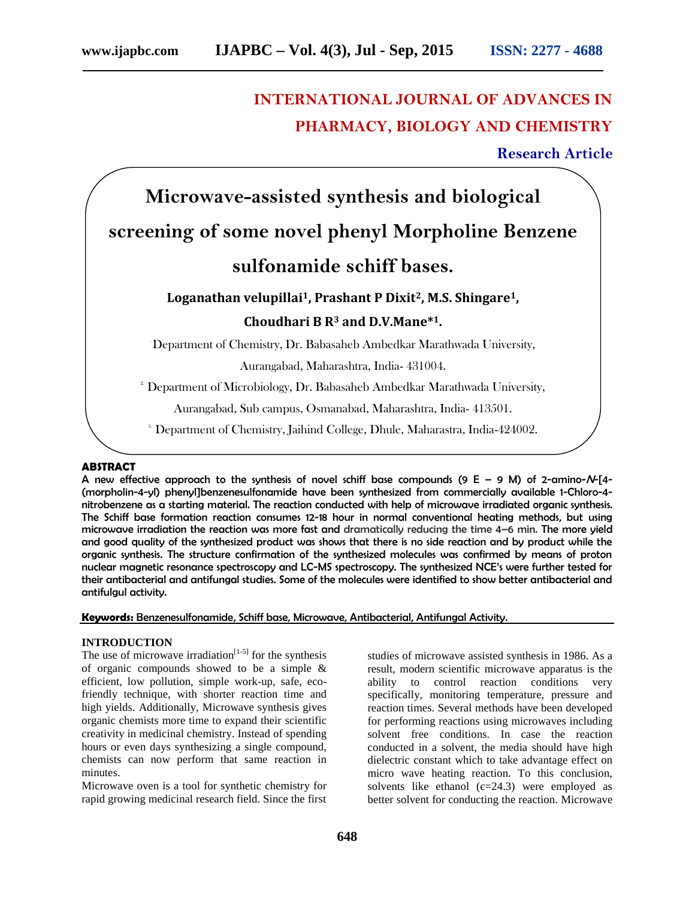# INTERNATIONAL JOURNAL OF ADVANCES IN PHARMACY, BIOLOGY AND CHEMISTRY

**Research Article**

# Microwave-assisted synthesis and biological screening of some novel phenyl Morpholine Benzene sulfonamide schiff bases.

**Loganathan velupillai[1], Prashant P Dixit[2], M.S. Shingare[1], Choudhari B R[3] and D.V.Mane*[1].**

[1] Department of Chemistry, Dr. Babasaheb Ambedkar Marathwada University, Aurangabad, Maharashtra, India- 431004.

[2] Department of Microbiology, Dr. Babasaheb Ambedkar Marathwada University, Aurangabad, Sub campus, Osmanabad, Maharashtra, India- 413501.

[3] Department of Chemistry, Jaihind College, Dhule, Maharastra, India-424002.

## ABSTRACT

A new effective approach to the synthesis of novel schiff base compounds (9 E – 9 M) of 2-amino-*N*-[4-(morpholin-4-yl) phenyl]benzenesulfonamide have been synthesized from commercially available 1-Chloro-4-nitrobenzene as a starting material. The reaction conducted with help of microwave irradiated organic synthesis. The Schiff base formation reaction consumes 12-18 hour in normal conventional heating methods, but using microwave irradiation the reaction was more fast and dramatically reducing the time 4–6 min. The more yield and good quality of the synthesized product was shows that there is no side reaction and by product while the organic synthesis. The structure confirmation of the synthesized molecules was confirmed by means of proton nuclear magnetic resonance spectroscopy and LC-MS spectroscopy. The synthesized NCE's were further tested for their antibacterial and antifungal studies. Some of the molecules were identified to show better antibacterial and antifulgul activity.

**Keywords:** Benzenesulfonamide, Schiff base, Microwave, Antibacterial, Antifungal Activity.

## INTRODUCTION

The use of microwave irradiation[1-5] for the synthesis of organic compounds showed to be a simple & efficient, low pollution, simple work-up, safe, eco-friendly technique, with shorter reaction time and high yields. Additionally, Microwave synthesis gives organic chemists more time to expand their scientific creativity in medicinal chemistry. Instead of spending hours or even days synthesizing a single compound, chemists can now perform that same reaction in minutes.

Microwave oven is a tool for synthetic chemistry for rapid growing medicinal research field. Since the first studies of microwave assisted synthesis in 1986. As a result, modern scientific microwave apparatus is the ability to control reaction conditions very specifically, monitoring temperature, pressure and reaction times. Several methods have been developed for performing reactions using microwaves including solvent free conditions. In case the reaction conducted in a solvent, the media should have high dielectric constant which to take advantage effect on micro wave heating reaction. To this conclusion, solvents like ethanol ($\epsilon$=24.3) were employed as better solvent for conducting the reaction. Microwave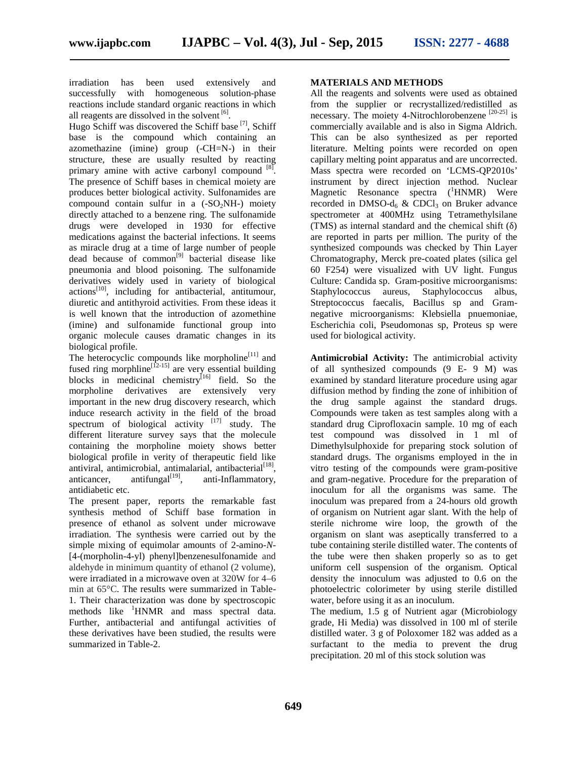irradiation has been used extensively and successfully with homogeneous solution-phase reactions include standard organic reactions in which all reagents are dissolved in the solvent [6].

Hugo Schiff was discovered the Schiff base [7], Schiff base is the compound which containing an azomethazine (imine) group (-CH=N-) in their structure, these are usually resulted by reacting primary amine with active carbonyl compound [8]. The presence of Schiff bases in chemical moiety are produces better biological activity. Sulfonamides are compound contain sulfur in a ($-SO_2NH-$) moiety directly attached to a benzene ring. The sulfonamide drugs were developed in 1930 for effective medications against the bacterial infections. It seems as miracle drug at a time of large number of people dead because of common[9] bacterial disease like pneumonia and blood poisoning. The sulfonamide derivatives widely used in variety of biological actions[10], including for antibacterial, antitumour, diuretic and antithyroid activities. From these ideas it is well known that the introduction of azomethine (imine) and sulfonamide functional group into organic molecule causes dramatic changes in its biological profile.

The heterocyclic compounds like morpholine[11] and fused ring morphline[12-15] are very essential building blocks in medicinal chemistry[16] field. So the morpholine derivatives are extensively very important in the new drug discovery research, which induce research activity in the field of the broad spectrum of biological activity [17] study. The different literature survey says that the molecule containing the morpholine moiety shows better biological profile in verity of therapeutic field like antiviral, antimicrobial, antimalarial, antibacterial[18], anticancer, antifungal[19], anti-Inflammatory, antidiabetic etc.

The present paper, reports the remarkable fast synthesis method of Schiff base formation in presence of ethanol as solvent under microwave irradiation. The synthesis were carried out by the simple mixing of equimolar amounts of 2-amino-*N*-[4-(morpholin-4-yl) phenyl]benzenesulfonamide and aldehyde in minimum quantity of ethanol (2 volume), were irradiated in a microwave oven at 320W for 4–6 min at 65°C. The results were summarized in Table-1. Their characterization was done by spectroscopic methods like $^1$HNMR and mass spectral data. Further, antibacterial and antifungal activities of these derivatives have been studied, the results were summarized in Table-2.

## MATERIALS AND METHODS

All the reagents and solvents were used as obtained from the supplier or recrystallized/redistilled as necessary. The moiety 4-Nitrochlorobenzene [20-25] is commercially available and is also in Sigma Aldrich. This can be also synthesized as per reported literature. Melting points were recorded on open capillary melting point apparatus and are uncorrected. Mass spectra were recorded on 'LCMS-QP2010s' instrument by direct injection method. Nuclear Magnetic Resonance spectra ($^1$HNMR) Were recorded in DMSO-$d_6$ & $CDCl_3$ on Bruker advance spectrometer at 400MHz using Tetramethylsilane (TMS) as internal standard and the chemical shift (δ) are reported in parts per million. The purity of the synthesized compounds was checked by Thin Layer Chromatography, Merck pre-coated plates (silica gel 60 F254) were visualized with UV light. Fungus Culture: Candida sp. Gram-positive microorganisms: Staphylococcus aureus, Staphylococcus albus, Streptococcus faecalis, Bacillus sp and Gram-negative microorganisms: Klebsiella pnuemoniae, Escherichia coli, Pseudomonas sp, Proteus sp were used for biological activity.

**Antimicrobial Activity:** The antimicrobial activity of all synthesized compounds (9 E- 9 M) was examined by standard literature procedure using agar diffusion method by finding the zone of inhibition of the drug sample against the standard drugs. Compounds were taken as test samples along with a standard drug Ciprofloxacin sample. 10 mg of each test compound was dissolved in 1 ml of Dimethylsulphoxide for preparing stock solution of standard drugs. The organisms employed in the in vitro testing of the compounds were gram-positive and gram-negative. Procedure for the preparation of inoculum for all the organisms was same. The inoculum was prepared from a 24-hours old growth of organism on Nutrient agar slant. With the help of sterile nichrome wire loop, the growth of the organism on slant was aseptically transferred to a tube containing sterile distilled water. The contents of the tube were then shaken properly so as to get uniform cell suspension of the organism. Optical density the innoculum was adjusted to 0.6 on the photoelectric colorimeter by using sterile distilled water, before using it as an inoculum.

The medium, 1.5 g of Nutrient agar (Microbiology grade, Hi Media) was dissolved in 100 ml of sterile distilled water. 3 g of Poloxomer 182 was added as a surfactant to the media to prevent the drug precipitation. 20 ml of this stock solution was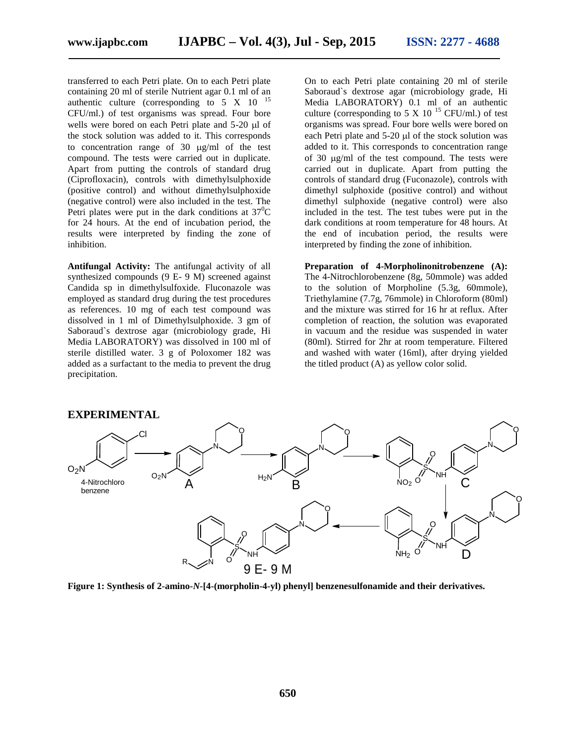transferred to each Petri plate. On to each Petri plate containing 20 ml of sterile Nutrient agar 0.1 ml of an authentic culture (corresponding to 5 X $10^{15}$ CFU/ml.) of test organisms was spread. Four bore wells were bored on each Petri plate and 5-20 μl of the stock solution was added to it. This corresponds to concentration range of 30 μg/ml of the test compound. The tests were carried out in duplicate. Apart from putting the controls of standard drug (Ciprofloxacin), controls with dimethylsulphoxide (positive control) and without dimethylsulphoxide (negative control) were also included in the test. The Petri plates were put in the dark conditions at $37^0$C for 24 hours. At the end of incubation period, the results were interpreted by finding the zone of inhibition.

**Antifungal Activity:** The antifungal activity of all synthesized compounds (9 E- 9 M) screened against Candida sp in dimethylsulfoxide. Fluconazole was employed as standard drug during the test procedures as references. 10 mg of each test compound was dissolved in 1 ml of Dimethylsulphoxide. 3 gm of Saboraud`s dextrose agar (microbiology grade, Hi Media LABORATORY) was dissolved in 100 ml of sterile distilled water. 3 g of Poloxomer 182 was added as a surfactant to the media to prevent the drug precipitation.

On to each Petri plate containing 20 ml of sterile Saboraud`s dextrose agar (microbiology grade, Hi Media LABORATORY) 0.1 ml of an authentic culture (corresponding to 5 X $10^{15}$ CFU/ml.) of test organisms was spread. Four bore wells were bored on each Petri plate and 5-20 μl of the stock solution was added to it. This corresponds to concentration range of 30 μg/ml of the test compound. The tests were carried out in duplicate. Apart from putting the controls of standard drug (Fuconazole), controls with dimethyl sulphoxide (positive control) and without dimethyl sulphoxide (negative control) were also included in the test. The test tubes were put in the dark conditions at room temperature for 48 hours. At the end of incubation period, the results were interpreted by finding the zone of inhibition.

**Preparation of 4-Morpholinonitrobenzene (A):** The 4-Nitrochlorobenzene (8g, 50mmole) was added to the solution of Morpholine (5.3g, 60mmole), Triethylamine (7.7g, 76mmole) in Chloroform (80ml) and the mixture was stirred for 16 hr at reflux. After completion of reaction, the solution was evaporated in vacuum and the residue was suspended in water (80ml). Stirred for 2hr at room temperature. Filtered and washed with water (16ml), after drying yielded the titled product (A) as yellow color solid.

## EXPERIMENTAL

**Figure 1: Synthesis of 2-amino-*N*-[4-(morpholin-4-yl) phenyl] benzenesulfonamide and their derivatives.**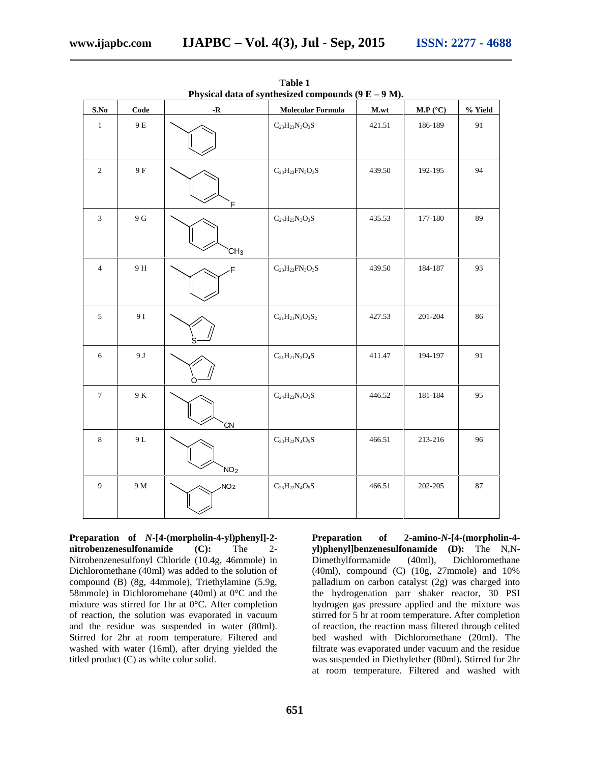**Table 1**
**Physical data of synthesized compounds (9 E – 9 M).**

| S.No | Code | -R | Molecular Formula | M.wt | M.P (°C) | % Yield |
|---|---|---|---|---|---|---|
| 1 | 9 E | phenyl | $C_{23}H_{23}N_3O_3S$ | 421.51 | 186-189 | 91 |
| 2 | 9 F | 4-fluorophenyl (F) | $C_{23}H_{22}FN_3O_3S$ | 439.50 | 192-195 | 94 |
| 3 | 9 G | 4-methylphenyl ($CH_3$) | $C_{24}H_{25}N_3O_3S$ | 435.53 | 177-180 | 89 |
| 4 | 9 H | 3-fluorophenyl (F) | $C_{23}H_{22}FN_3O_3S$ | 439.50 | 184-187 | 93 |
| 5 | 9 I | thiophen-2-yl (S) | $C_{21}H_{21}N_3O_3S_2$ | 427.53 | 201-204 | 86 |
| 6 | 9 J | furan-2-yl (O) | $C_{21}H_{21}N_3O_4S$ | 411.47 | 194-197 | 91 |
| 7 | 9 K | 4-cyanophenyl (CN) | $C_{24}H_{22}N_4O_3S$ | 446.52 | 181-184 | 95 |
| 8 | 9 L | 4-nitrophenyl ($NO_2$) | $C_{23}H_{22}N_4O_5S$ | 466.51 | 213-216 | 96 |
| 9 | 9 M | 3-nitrophenyl ($NO_2$) | $C_{23}H_{22}N_4O_5S$ | 466.51 | 202-205 | 87 |

**Preparation of *N*-[4-(morpholin-4-yl)phenyl]-2-nitrobenzenesulfonamide (C):** The 2-Nitrobenzenesulfonyl Chloride (10.4g, 46mmole) in Dichloromethane (40ml) was added to the solution of compound (B) (8g, 44mmole), Triethylamine (5.9g, 58mmole) in Dichloromehane (40ml) at 0°C and the mixture was stirred for 1hr at 0°C. After completion of reaction, the solution was evaporated in vacuum and the residue was suspended in water (80ml). Stirred for 2hr at room temperature. Filtered and washed with water (16ml), after drying yielded the titled product (C) as white color solid.

**Preparation of 2-amino-*N*-[4-(morpholin-4-yl)phenyl]benzenesulfonamide (D):** The N,N-Dimethylformamide (40ml), Dichloromethane (40ml), compound (C) (10g, 27mmole) and 10% palladium on carbon catalyst (2g) was charged into the hydrogenation parr shaker reactor, 30 PSI hydrogen gas pressure applied and the mixture was stirred for 5 hr at room temperature. After completion of reaction, the reaction mass filtered through celited bed washed with Dichloromethane (20ml). The filtrate was evaporated under vacuum and the residue was suspended in Diethylether (80ml). Stirred for 2hr at room temperature. Filtered and washed with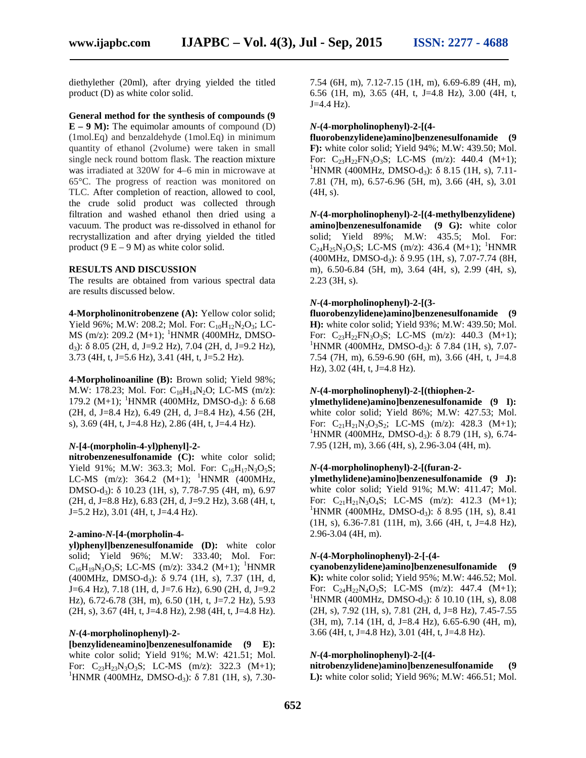diethylether (20ml), after drying yielded the titled product (D) as white color solid.

**General method for the synthesis of compounds (9 E – 9 M):** The equimolar amounts of compound (D) (1mol.Eq) and benzaldehyde (1mol.Eq) in minimum quantity of ethanol (2volume) were taken in small single neck round bottom flask. The reaction mixture was irradiated at 320W for 4–6 min in microwave at 65°C. The progress of reaction was monitored on TLC. After completion of reaction, allowed to cool, the crude solid product was collected through filtration and washed ethanol then dried using a vacuum. The product was re-dissolved in ethanol for recrystallization and after drying yielded the titled product (9 E – 9 M) as white color solid.

## RESULTS AND DISCUSSION

The results are obtained from various spectral data are results discussed below.

**4-Morpholinonitrobenzene (A):** Yellow color solid; Yield 96%; M.W: 208.2; Mol. For: $C_{10}H_{12}N_2O_3$; LC-MS (m/z): 209.2 (M+1); $^1$HNMR (400MHz, DMSO-$d_3$): δ 8.05 (2H, d, J=9.2 Hz), 7.04 (2H, d, J=9.2 Hz), 3.73 (4H, t, J=5.6 Hz), 3.41 (4H, t, J=5.2 Hz).

**4-Morpholinoaniline (B):** Brown solid; Yield 98%; M.W: 178.23; Mol. For: $C_{10}H_{14}N_2O$; LC-MS (m/z): 179.2 (M+1); $^1$HNMR (400MHz, DMSO-$d_3$): δ 6.68 (2H, d, J=8.4 Hz), 6.49 (2H, d, J=8.4 Hz), 4.56 (2H, s), 3.69 (4H, t, J=4.8 Hz), 2.86 (4H, t, J=4.4 Hz).

***N*-[4-(morpholin-4-yl)phenyl]-2-nitrobenzenesulfonamide (C):** white color solid; Yield 91%; M.W: 363.3; Mol. For: $C_{16}H_{17}N_3O_5S$; LC-MS (m/z): 364.2 (M+1); $^1$HNMR (400MHz, DMSO-$d_3$): δ 10.23 (1H, s), 7.78-7.95 (4H, m), 6.97 (2H, d, J=8.8 Hz), 6.83 (2H, d, J=9.2 Hz), 3.68 (4H, t, J=5.2 Hz), 3.01 (4H, t, J=4.4 Hz).

**2-amino-*N*-[4-(morpholin-4-yl)phenyl]benzenesulfonamide (D):** white color solid; Yield 96%; M.W: 333.40; Mol. For: $C_{16}H_{19}N_3O_3S$; LC-MS (m/z): 334.2 (M+1); $^1$HNMR (400MHz, DMSO-$d_3$): δ 9.74 (1H, s), 7.37 (1H, d, J=6.4 Hz), 7.18 (1H, d, J=7.6 Hz), 6.90 (2H, d, J=9.2 Hz), 6.72-6.78 (3H, m), 6.50 (1H, t, J=7.2 Hz), 5.93 (2H, s), 3.67 (4H, t, J=4.8 Hz), 2.98 (4H, t, J=4.8 Hz).

***N*-(4-morpholinophenyl)-2-[benzylideneamino]benzenesulfonamide (9 E):** white color solid; Yield 91%; M.W: 421.51; Mol. For: $C_{23}H_{23}N_3O_3S$; LC-MS (m/z): 322.3 (M+1); $^1$HNMR (400MHz, DMSO-$d_3$): δ 7.81 (1H, s), 7.30-7.54 (6H, m), 7.12-7.15 (1H, m), 6.69-6.89 (4H, m), 6.56 (1H, m), 3.65 (4H, t, J=4.8 Hz), 3.00 (4H, t, J=4.4 Hz).

***N*-(4-morpholinophenyl)-2-[(4-fluorobenzylidene)amino]benzenesulfonamide (9 F):** white color solid; Yield 94%; M.W: 439.50; Mol. For: $C_{23}H_{22}FN_3O_3S$; LC-MS (m/z): 440.4 (M+1); $^1$HNMR (400MHz, DMSO-$d_3$): δ 8.15 (1H, s), 7.11-7.81 (7H, m), 6.57-6.96 (5H, m), 3.66 (4H, s), 3.01 (4H, s).

***N*-(4-morpholinophenyl)-2-[(4-methylbenzylidene) amino]benzenesulfonamide (9 G):** white color solid; Yield 89%; M.W: 435.5; Mol. For: $C_{24}H_{25}N_3O_3S$; LC-MS (m/z): 436.4 (M+1); $^1$HNMR (400MHz, DMSO-$d_3$): δ 9.95 (1H, s), 7.07-7.74 (8H, m), 6.50-6.84 (5H, m), 3.64 (4H, s), 2.99 (4H, s), 2.23 (3H, s).

***N*-(4-morpholinophenyl)-2-[(3-fluorobenzylidene)amino]benzenesulfonamide (9 H):** white color solid; Yield 93%; M.W: 439.50; Mol. For: $C_{23}H_{22}FN_3O_3S$; LC-MS (m/z): 440.3 (M+1); $^1$HNMR (400MHz, DMSO-$d_3$): δ 7.84 (1H, s), 7.07-7.54 (7H, m), 6.59-6.90 (6H, m), 3.66 (4H, t, J=4.8 Hz), 3.02 (4H, t, J=4.8 Hz).

***N*-(4-morpholinophenyl)-2-[(thiophen-2-ylmethylidene)amino]benzenesulfonamide (9 I):** white color solid; Yield 86%; M.W: 427.53; Mol. For: $C_{21}H_{21}N_3O_3S_2$; LC-MS (m/z): 428.3 (M+1); $^1$HNMR (400MHz, DMSO-$d_3$): δ 8.79 (1H, s), 6.74-7.95 (12H, m), 3.66 (4H, s), 2.96-3.04 (4H, m).

***N*-(4-morpholinophenyl)-2-[(furan-2-ylmethylidene)amino]benzenesulfonamide (9 J):** white color solid; Yield 91%; M.W: 411.47; Mol. For: $C_{21}H_{21}N_3O_4S$; LC-MS (m/z): 412.3 (M+1); $^1$HNMR (400MHz, DMSO-$d_3$): δ 8.95 (1H, s), 8.41 (1H, s), 6.36-7.81 (11H, m), 3.66 (4H, t, J=4.8 Hz), 2.96-3.04 (4H, m).

***N*-(4-Morpholinophenyl)-2-[-(4-cyanobenzylidene)amino]benzenesulfonamide (9 K):** white color solid; Yield 95%; M.W: 446.52; Mol. For: $C_{24}H_{22}N_4O_3S$; LC-MS (m/z): 447.4 (M+1); $^1$HNMR (400MHz, DMSO-$d_3$): δ 10.10 (1H, s), 8.08 (2H, s), 7.92 (1H, s), 7.81 (2H, d, J=8 Hz), 7.45-7.55 (3H, m), 7.14 (1H, d, J=8.4 Hz), 6.65-6.90 (4H, m), 3.66 (4H, t, J=4.8 Hz), 3.01 (4H, t, J=4.8 Hz).

***N*-(4-morpholinophenyl)-2-[(4-nitrobenzylidene)amino]benzenesulfonamide (9 L):** white color solid; Yield 96%; M.W: 466.51; Mol.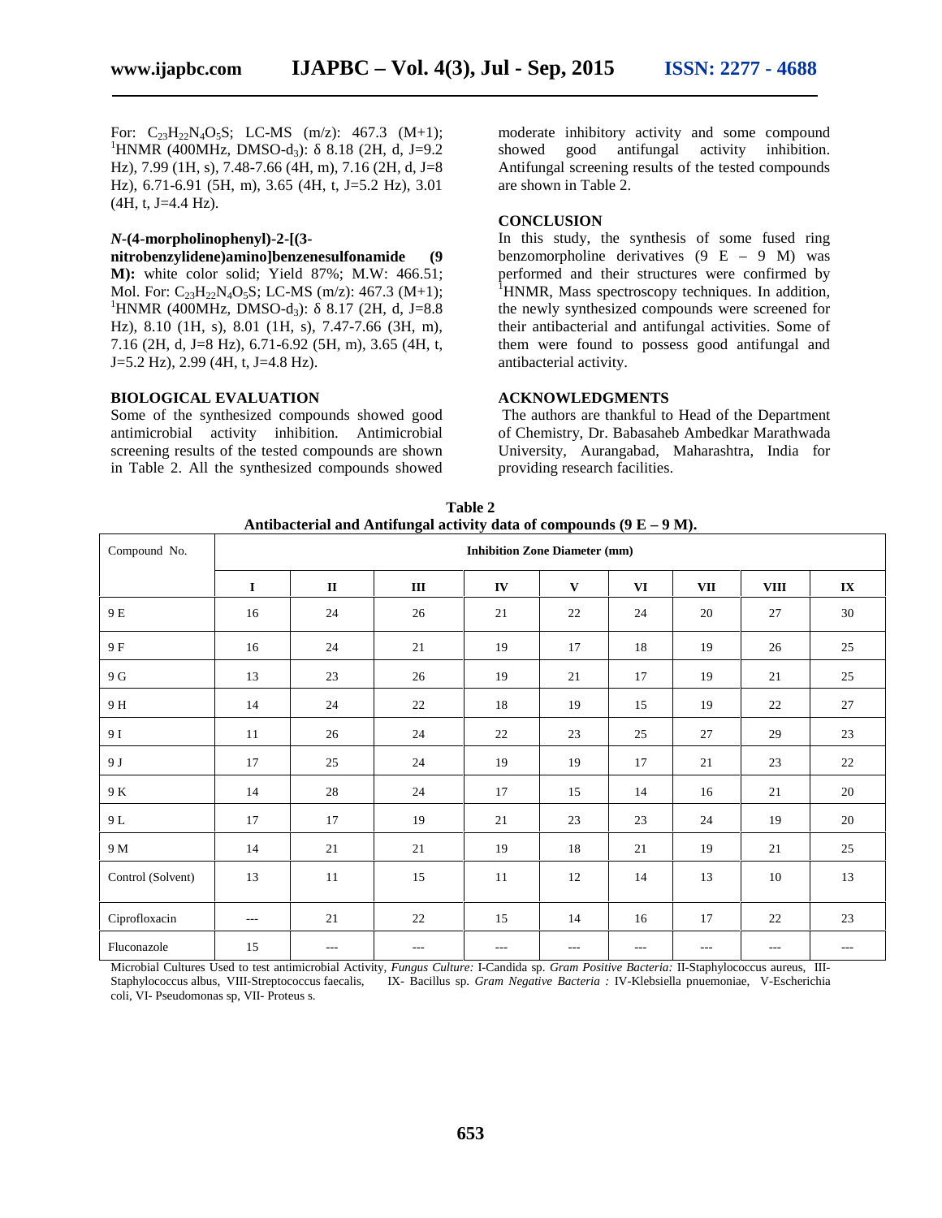For: $C_{23}H_{22}N_4O_5S$; LC-MS (m/z): 467.3 (M+1); $^1$HNMR (400MHz, DMSO-d$_3$): δ 8.18 (2H, d, J=9.2 Hz), 7.99 (1H, s), 7.48-7.66 (4H, m), 7.16 (2H, d, J=8 Hz), 6.71-6.91 (5H, m), 3.65 (4H, t, J=5.2 Hz), 3.01 (4H, t, J=4.4 Hz).

***N*-(4-morpholinophenyl)-2-[(3-nitrobenzylidene)amino]benzenesulfonamide (9 M):** white color solid; Yield 87%; M.W: 466.51; Mol. For: $C_{23}H_{22}N_4O_5S$; LC-MS (m/z): 467.3 (M+1); $^1$HNMR (400MHz, DMSO-d$_3$): δ 8.17 (2H, d, J=8.8 Hz), 8.10 (1H, s), 8.01 (1H, s), 7.47-7.66 (3H, m), 7.16 (2H, d, J=8 Hz), 6.71-6.92 (5H, m), 3.65 (4H, t, J=5.2 Hz), 2.99 (4H, t, J=4.8 Hz).

## BIOLOGICAL EVALUATION

Some of the synthesized compounds showed good antimicrobial activity inhibition. Antimicrobial screening results of the tested compounds are shown in Table 2. All the synthesized compounds showed moderate inhibitory activity and some compound showed good antifungal activity inhibition. Antifungal screening results of the tested compounds are shown in Table 2.

## CONCLUSION

In this study, the synthesis of some fused ring benzomorpholine derivatives (9 E – 9 M) was performed and their structures were confirmed by $^1$HNMR, Mass spectroscopy techniques. In addition, the newly synthesized compounds were screened for their antibacterial and antifungal activities. Some of them were found to possess good antifungal and antibacterial activity.

## ACKNOWLEDGMENTS

The authors are thankful to Head of the Department of Chemistry, Dr. Babasaheb Ambedkar Marathwada University, Aurangabad, Maharashtra, India for providing research facilities.

**Table 2**
**Antibacterial and Antifungal activity data of compounds (9 E – 9 M).**

| Compound No. | Inhibition Zone Diameter (mm) | | | | | | | | |
|---|---|---|---|---|---|---|---|---|---|
| | I | II | III | IV | V | VI | VII | VIII | IX |
| 9 E | 16 | 24 | 26 | 21 | 22 | 24 | 20 | 27 | 30 |
| 9 F | 16 | 24 | 21 | 19 | 17 | 18 | 19 | 26 | 25 |
| 9 G | 13 | 23 | 26 | 19 | 21 | 17 | 19 | 21 | 25 |
| 9 H | 14 | 24 | 22 | 18 | 19 | 15 | 19 | 22 | 27 |
| 9 I | 11 | 26 | 24 | 22 | 23 | 25 | 27 | 29 | 23 |
| 9 J | 17 | 25 | 24 | 19 | 19 | 17 | 21 | 23 | 22 |
| 9 K | 14 | 28 | 24 | 17 | 15 | 14 | 16 | 21 | 20 |
| 9 L | 17 | 17 | 19 | 21 | 23 | 23 | 24 | 19 | 20 |
| 9 M | 14 | 21 | 21 | 19 | 18 | 21 | 19 | 21 | 25 |
| Control (Solvent) | 13 | 11 | 15 | 11 | 12 | 14 | 13 | 10 | 13 |
| Ciprofloxacin | --- | 21 | 22 | 15 | 14 | 16 | 17 | 22 | 23 |
| Fluconazole | 15 | --- | --- | --- | --- | --- | --- | --- | --- |

Microbial Cultures Used to test antimicrobial Activity, *Fungus Culture:* I-Candida sp. *Gram Positive Bacteria:* II-Staphylococcus aureus, III-Staphylococcus albus, VIII-Streptococcus faecalis, IX- Bacillus sp. *Gram Negative Bacteria :* IV-Klebsiella pnuemoniae, V-Escherichia coli, VI- Pseudomonas sp, VII- Proteus s.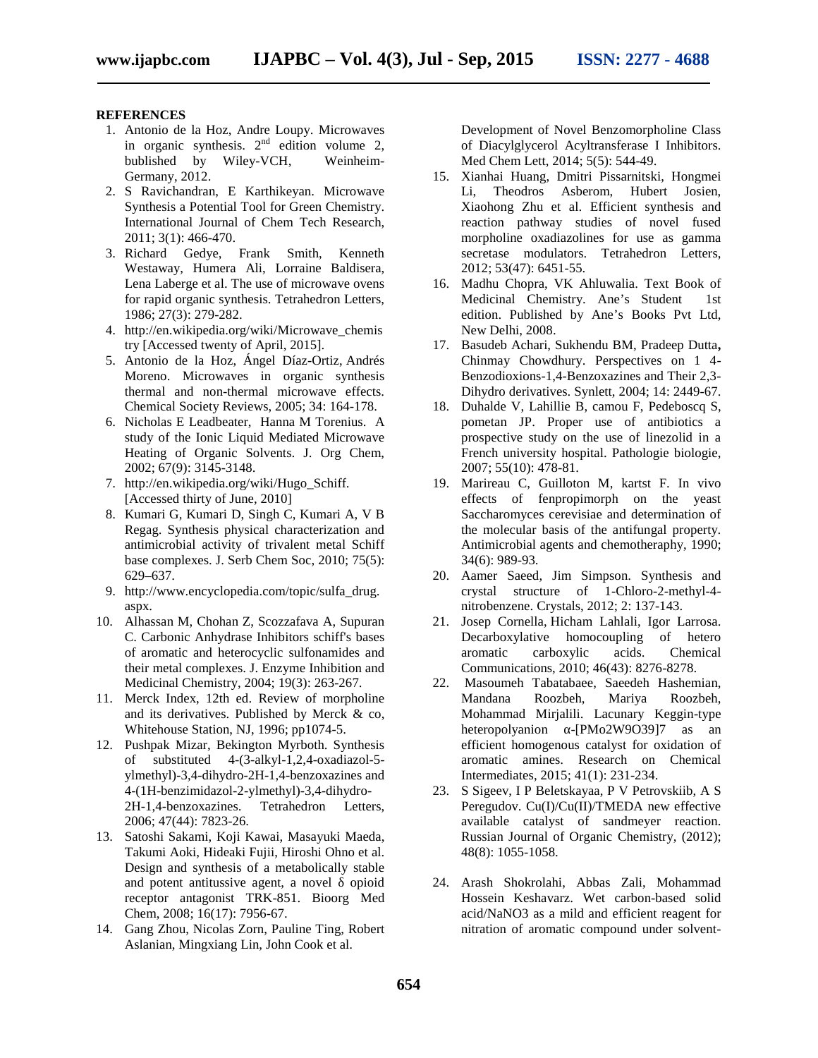## REFERENCES

1. Antonio de la Hoz, Andre Loupy. Microwaves in organic synthesis. 2nd edition volume 2, bublished by Wiley-VCH, Weinheim-Germany, 2012.
2. S Ravichandran, E Karthikeyan. Microwave Synthesis a Potential Tool for Green Chemistry. International Journal of Chem Tech Research, 2011; 3(1): 466-470.
3. Richard Gedye, Frank Smith, Kenneth Westaway, Humera Ali, Lorraine Baldisera, Lena Laberge et al. The use of microwave ovens for rapid organic synthesis. Tetrahedron Letters, 1986; 27(3): 279-282.
4. http://en.wikipedia.org/wiki/Microwave_chemistry [Accessed twenty of April, 2015].
5. Antonio de la Hoz, Ángel Díaz-Ortiz, Andrés Moreno. Microwaves in organic synthesis thermal and non-thermal microwave effects. Chemical Society Reviews, 2005; 34: 164-178.
6. Nicholas E Leadbeater, Hanna M Torenius. A study of the Ionic Liquid Mediated Microwave Heating of Organic Solvents. J. Org Chem, 2002; 67(9): 3145-3148.
7. http://en.wikipedia.org/wiki/Hugo_Schiff. [Accessed thirty of June, 2010]
8. Kumari G, Kumari D, Singh C, Kumari A, V B Regag. Synthesis physical characterization and antimicrobial activity of trivalent metal Schiff base complexes. J. Serb Chem Soc, 2010; 75(5): 629–637.
9. http://www.encyclopedia.com/topic/sulfa_drug.aspx.
10. Alhassan M, Chohan Z, Scozzafava A, Supuran C. Carbonic Anhydrase Inhibitors schiff's bases of aromatic and heterocyclic sulfonamides and their metal complexes. J. Enzyme Inhibition and Medicinal Chemistry, 2004; 19(3): 263-267.
11. Merck Index, 12th ed. Review of morpholine and its derivatives. Published by Merck & co, Whitestation, NJ, 1996; pp1074-5.
12. Pushpak Mizar, Bekington Myrboth. Synthesis of substituted 4-(3-alkyl-1,2,4-oxadiazol-5-ylmethyl)-3,4-dihydro-2H-1,4-benzoxazines and 4-(1H-benzimidazol-2-ylmethyl)-3,4-dihydro-2H-1,4-benzoxazines. Tetrahedron Letters, 2006; 47(44): 7823-26.
13. Satoshi Sakami, Koji Kawai, Masayuki Maeda, Takumi Aoki, Hideaki Fujii, Hiroshi Ohno et al. Design and synthesis of a metabolically stable and potent antitussive agent, a novel δ opioid receptor antagonist TRK-851. Bioorg Med Chem, 2008; 16(17): 7956-67.
14. Gang Zhou, Nicolas Zorn, Pauline Ting, Robert Aslanian, Mingxiang Lin, John Cook et al. Development of Novel Benzomorpholine Class of Diacylglycerol Acyltransferase I Inhibitors. Med Chem Lett, 2014; 5(5): 544-49.
15. Xianhai Huang, Dmitri Pissarnitski, Hongmei Li, Theodros Asberom, Hubert Josien, Xiaohong Zhu et al. Efficient synthesis and reaction pathway studies of novel fused morpholine oxadiazolines for use as gamma secretase modulators. Tetrahedron Letters, 2012; 53(47): 6451-55.
16. Madhu Chopra, VK Ahluwalia. Text Book of Medicinal Chemistry. Ane's Student 1st edition. Published by Ane's Books Pvt Ltd, New Delhi, 2008.
17. Basudeb Achari, Sukhendu BM, Pradeep Dutta, Chinmay Chowdhury. Perspectives on 1 4-Benzodioxions-1,4-Benzoxazines and Their 2,3-Dihydro derivatives. Synlett, 2004; 14: 2449-67.
18. Duhalde V, Lahillie B, camou F, Pedeboscq S, pometan JP. Proper use of antibiotics a prospective study on the use of linezolid in a French university hospital. Pathologie biologie, 2007; 55(10): 478-81.
19. Marireau C, Guilloton M, kartst F. In vivo effects of fenpropimorph on the yeast Saccharomyces cerevisiae and determination of the molecular basis of the antifungal property. Antimicrobial agents and chemotheraphy, 1990; 34(6): 989-93.
20. Aamer Saeed, Jim Simpson. Synthesis and crystal structure of 1-Chloro-2-methyl-4-nitrobenzene. Crystals, 2012; 2: 137-143.
21. Josep Cornella, Hicham Lahlali, Igor Larrosa. Decarboxylative homocoupling of hetero aromatic carboxylic acids. Chemical Communications, 2010; 46(43): 8276-8278.
22. Masoumeh Tabatabaee, Saeedeh Hashemian, Mandana Roozbeh, Mariya Roozbeh, Mohammad Mirjalili. Lacunary Keggin-type heteropolyanion α-[PMo2W9O39]7 as an efficient homogenous catalyst for oxidation of aromatic amines. Research on Chemical Intermediates, 2015; 41(1): 231-234.
23. S Sigeev, I P Beletskayaa, P V Petrovskiib, A S Peregudov. Cu(I)/Cu(II)/TMEDA new effective available catalyst of sandmeyer reaction. Russian Journal of Organic Chemistry, (2012); 48(8): 1055-1058.
24. Arash Shokrolahi, Abbas Zali, Mohammad Hossein Keshavarz. Wet carbon-based solid acid/NaNO3 as a mild and efficient reagent for nitration of aromatic compound under solvent-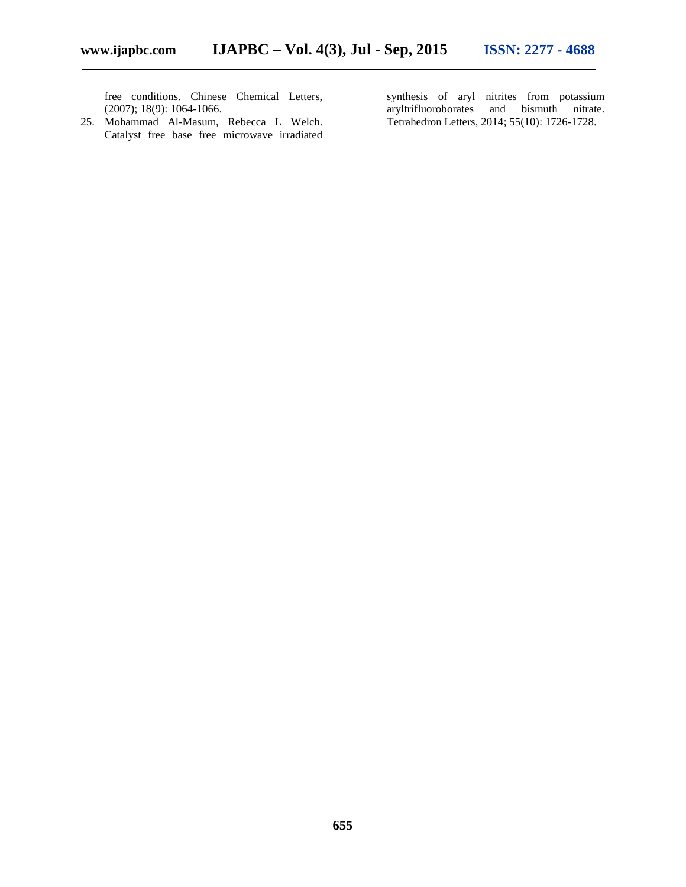free conditions. Chinese Chemical Letters, (2007); 18(9): 1064-1066.

25. Mohammad Al-Masum, Rebecca L Welch. Catalyst free base free microwave irradiated synthesis of aryl nitrites from potassium aryltrifluoroborates and bismuth nitrate. Tetrahedron Letters, 2014; 55(10): 1726-1728.